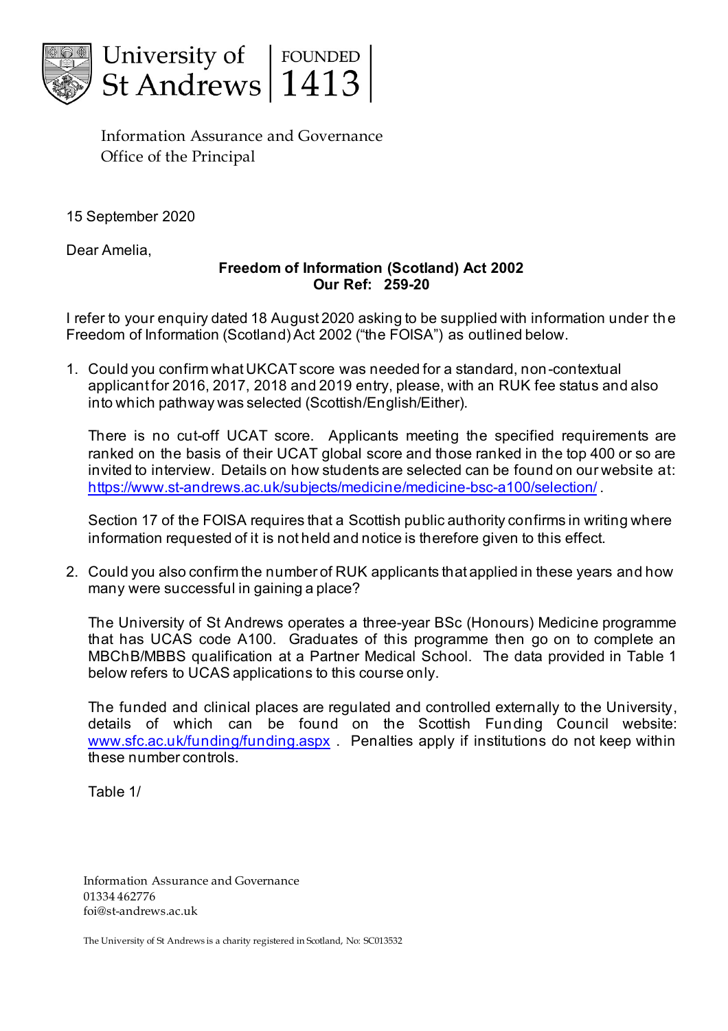University of St Andrews | FOUNDED 1413

Information Assurance and Governance
Office of the Principal

15 September 2020

Dear Amelia,

**Freedom of Information (Scotland) Act 2002**
**Our Ref: 259-20**

I refer to your enquiry dated 18 August 2020 asking to be supplied with information under the Freedom of Information (Scotland) Act 2002 ("the FOISA") as outlined below.

1. Could you confirm what UKCAT score was needed for a standard, non-contextual applicant for 2016, 2017, 2018 and 2019 entry, please, with an RUK fee status and also into which pathway was selected (Scottish/English/Either).

   There is no cut-off UCAT score. Applicants meeting the specified requirements are ranked on the basis of their UCAT global score and those ranked in the top 400 or so are invited to interview. Details on how students are selected can be found on our website at: https://www.st-andrews.ac.uk/subjects/medicine/medicine-bsc-a100/selection/ .

   Section 17 of the FOISA requires that a Scottish public authority confirms in writing where information requested of it is not held and notice is therefore given to this effect.

2. Could you also confirm the number of RUK applicants that applied in these years and how many were successful in gaining a place?

   The University of St Andrews operates a three-year BSc (Honours) Medicine programme that has UCAS code A100. Graduates of this programme then go on to complete an MBChB/MBBS qualification at a Partner Medical School. The data provided in Table 1 below refers to UCAS applications to this course only.

   The funded and clinical places are regulated and controlled externally to the University, details of which can be found on the Scottish Funding Council website: www.sfc.ac.uk/funding/funding.aspx . Penalties apply if institutions do not keep within these number controls.

   Table 1/

Information Assurance and Governance
01334 462776
foi@st-andrews.ac.uk

The University of St Andrews is a charity registered in Scotland, No: SC013532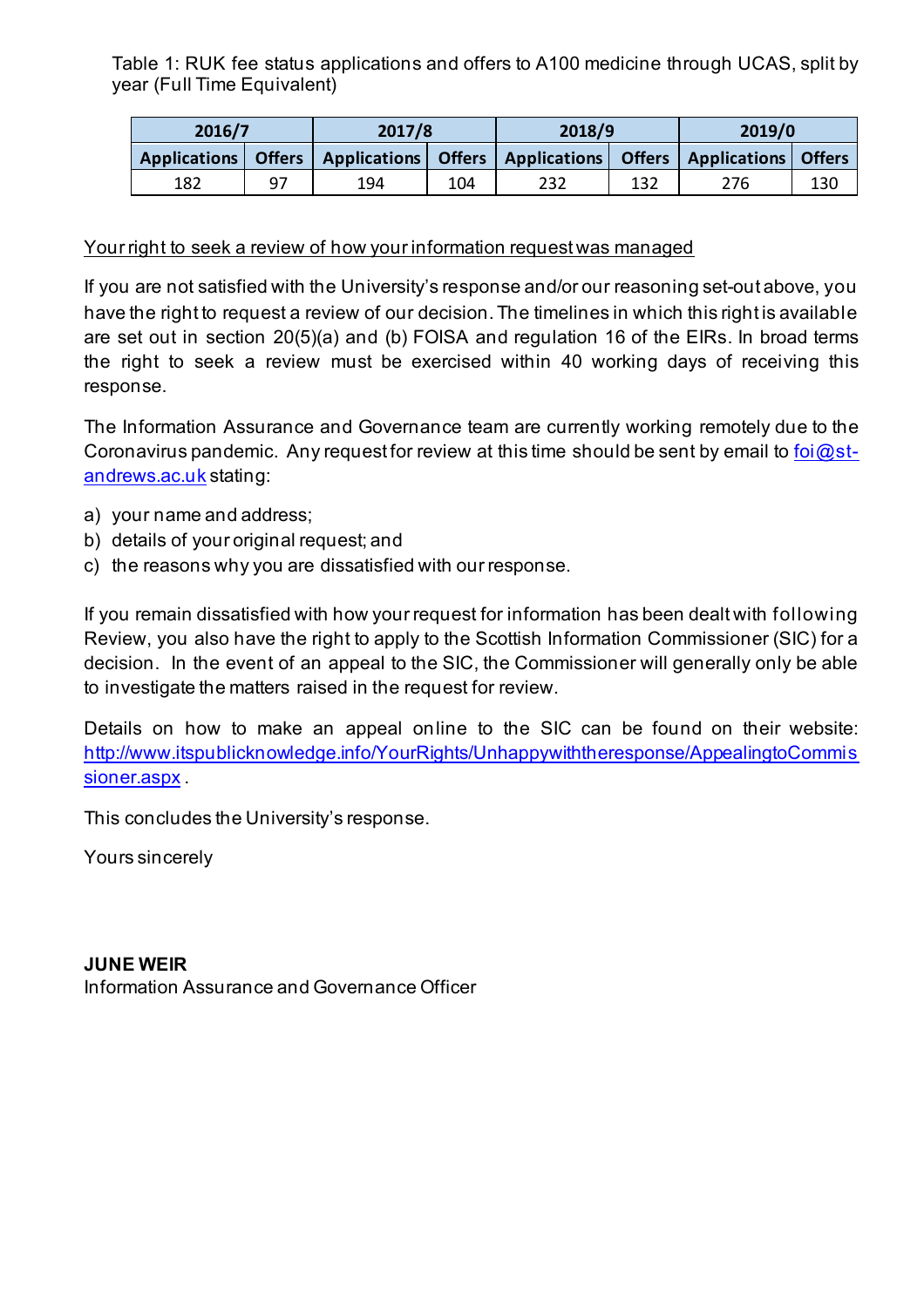Table 1: RUK fee status applications and offers to A100 medicine through UCAS, split by year (Full Time Equivalent)

| 2016/7 | | 2017/8 | | 2018/9 | | 2019/0 | |
|---|---|---|---|---|---|---|---|
| Applications | Offers | Applications | Offers | Applications | Offers | Applications | Offers |
| 182 | 97 | 194 | 104 | 232 | 132 | 276 | 130 |

Your right to seek a review of how your information request was managed

If you are not satisfied with the University's response and/or our reasoning set-out above, you have the right to request a review of our decision. The timelines in which this right is available are set out in section 20(5)(a) and (b) FOISA and regulation 16 of the EIRs. In broad terms the right to seek a review must be exercised within 40 working days of receiving this response.

The Information Assurance and Governance team are currently working remotely due to the Coronavirus pandemic. Any request for review at this time should be sent by email to foi@st-andrews.ac.uk stating:

a) your name and address;
b) details of your original request; and
c) the reasons why you are dissatisfied with our response.

If you remain dissatisfied with how your request for information has been dealt with following Review, you also have the right to apply to the Scottish Information Commissioner (SIC) for a decision. In the event of an appeal to the SIC, the Commissioner will generally only be able to investigate the matters raised in the request for review.

Details on how to make an appeal online to the SIC can be found on their website: http://www.itspublicknowledge.info/YourRights/Unhappywiththeresponse/AppealingtoCommissioner.aspx .

This concludes the University's response.

Yours sincerely

**JUNE WEIR**
Information Assurance and Governance Officer